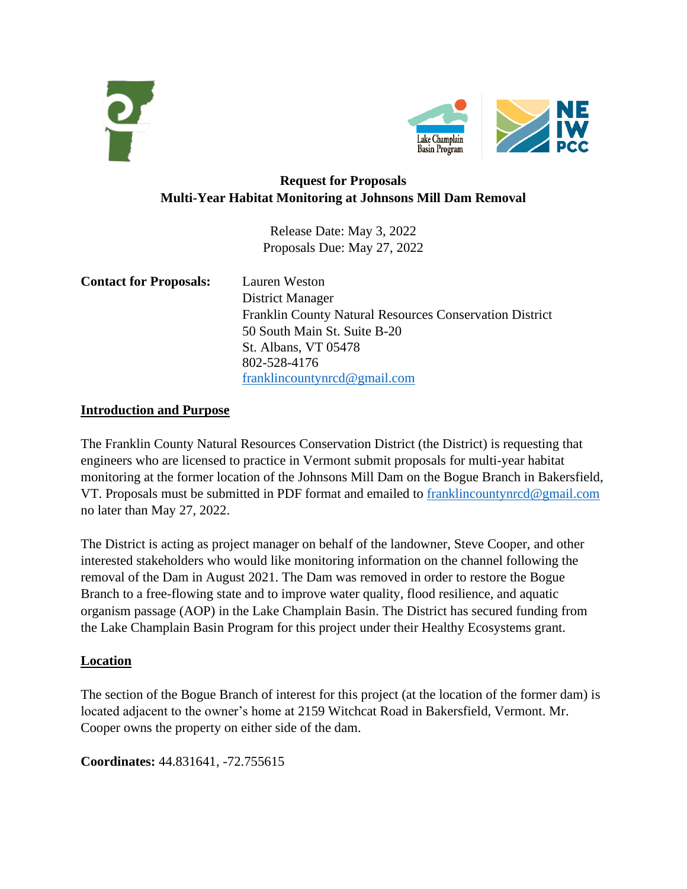# Request for Proposals
## Multi-Year Habitat Monitoring at Johnsons Mill Dam Removal

Release Date: May 3, 2022
Proposals Due: May 27, 2022

**Contact for Proposals:**

Lauren Weston
District Manager
Franklin County Natural Resources Conservation District
50 South Main St. Suite B-20
St. Albans, VT 05478
802-528-4176
franklincountynrcd@gmail.com

## Introduction and Purpose

The Franklin County Natural Resources Conservation District (the District) is requesting that engineers who are licensed to practice in Vermont submit proposals for multi-year habitat monitoring at the former location of the Johnsons Mill Dam on the Bogue Branch in Bakersfield, VT. Proposals must be submitted in PDF format and emailed to franklincountynrcd@gmail.com no later than May 27, 2022.

The District is acting as project manager on behalf of the landowner, Steve Cooper, and other interested stakeholders who would like monitoring information on the channel following the removal of the Dam in August 2021. The Dam was removed in order to restore the Bogue Branch to a free-flowing state and to improve water quality, flood resilience, and aquatic organism passage (AOP) in the Lake Champlain Basin. The District has secured funding from the Lake Champlain Basin Program for this project under their Healthy Ecosystems grant.

## Location

The section of the Bogue Branch of interest for this project (at the location of the former dam) is located adjacent to the owner's home at 2159 Witchcat Road in Bakersfield, Vermont. Mr. Cooper owns the property on either side of the dam.

**Coordinates:** 44.831641, -72.755615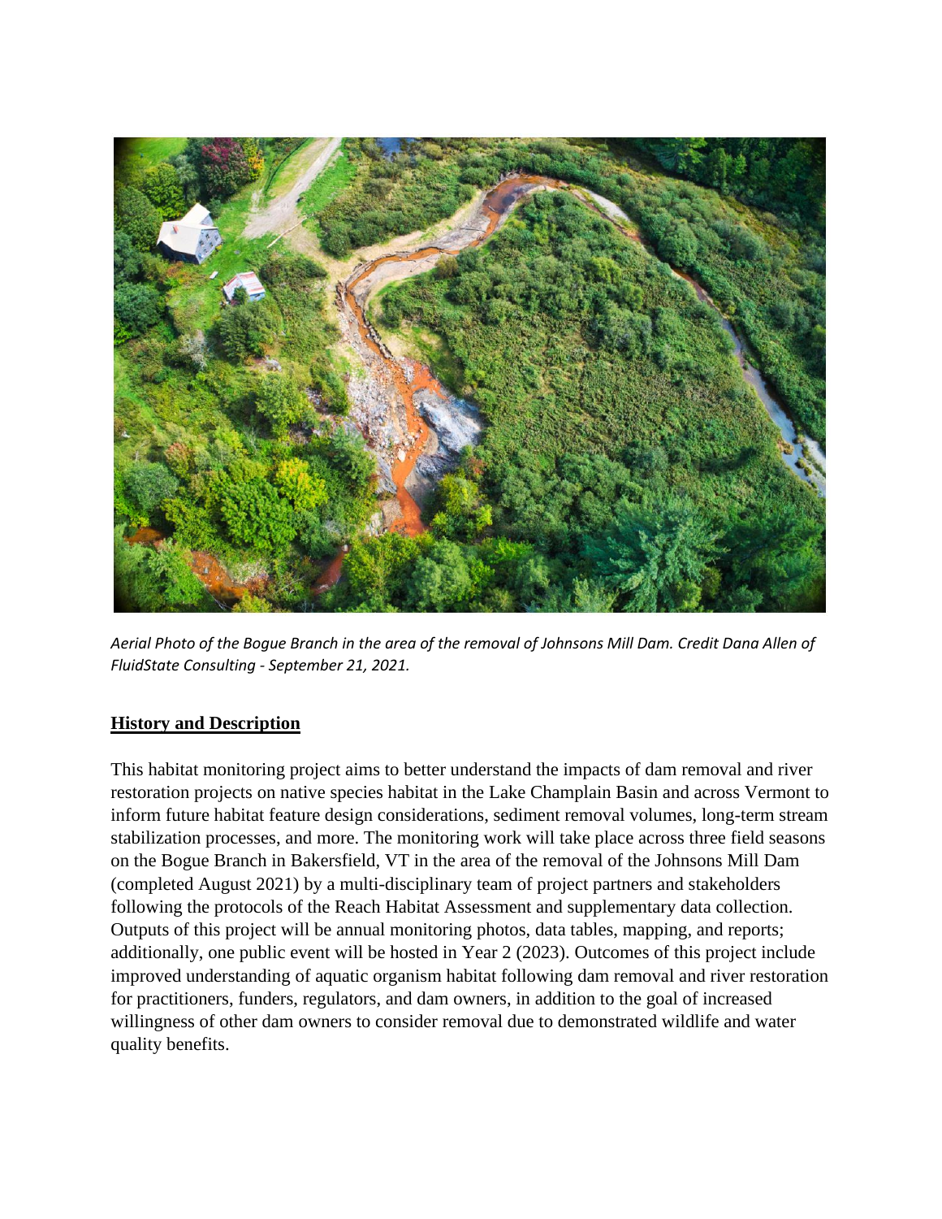*Aerial Photo of the Bogue Branch in the area of the removal of Johnsons Mill Dam. Credit Dana Allen of FluidState Consulting - September 21, 2021.*

## History and Description

This habitat monitoring project aims to better understand the impacts of dam removal and river restoration projects on native species habitat in the Lake Champlain Basin and across Vermont to inform future habitat feature design considerations, sediment removal volumes, long-term stream stabilization processes, and more. The monitoring work will take place across three field seasons on the Bogue Branch in Bakersfield, VT in the area of the removal of the Johnsons Mill Dam (completed August 2021) by a multi-disciplinary team of project partners and stakeholders following the protocols of the Reach Habitat Assessment and supplementary data collection. Outputs of this project will be annual monitoring photos, data tables, mapping, and reports; additionally, one public event will be hosted in Year 2 (2023). Outcomes of this project include improved understanding of aquatic organism habitat following dam removal and river restoration for practitioners, funders, regulators, and dam owners, in addition to the goal of increased willingness of other dam owners to consider removal due to demonstrated wildlife and water quality benefits.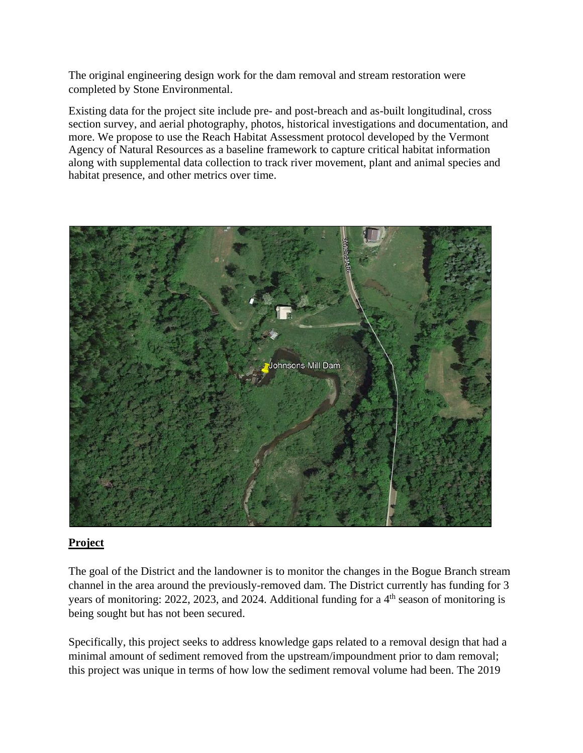The original engineering design work for the dam removal and stream restoration were completed by Stone Environmental.

Existing data for the project site include pre- and post-breach and as-built longitudinal, cross section survey, and aerial photography, photos, historical investigations and documentation, and more. We propose to use the Reach Habitat Assessment protocol developed by the Vermont Agency of Natural Resources as a baseline framework to capture critical habitat information along with supplemental data collection to track river movement, plant and animal species and habitat presence, and other metrics over time.

## **Project**

The goal of the District and the landowner is to monitor the changes in the Bogue Branch stream channel in the area around the previously-removed dam. The District currently has funding for 3 years of monitoring: 2022, 2023, and 2024. Additional funding for a 4th season of monitoring is being sought but has not been secured.

Specifically, this project seeks to address knowledge gaps related to a removal design that had a minimal amount of sediment removed from the upstream/impoundment prior to dam removal; this project was unique in terms of how low the sediment removal volume had been. The 2019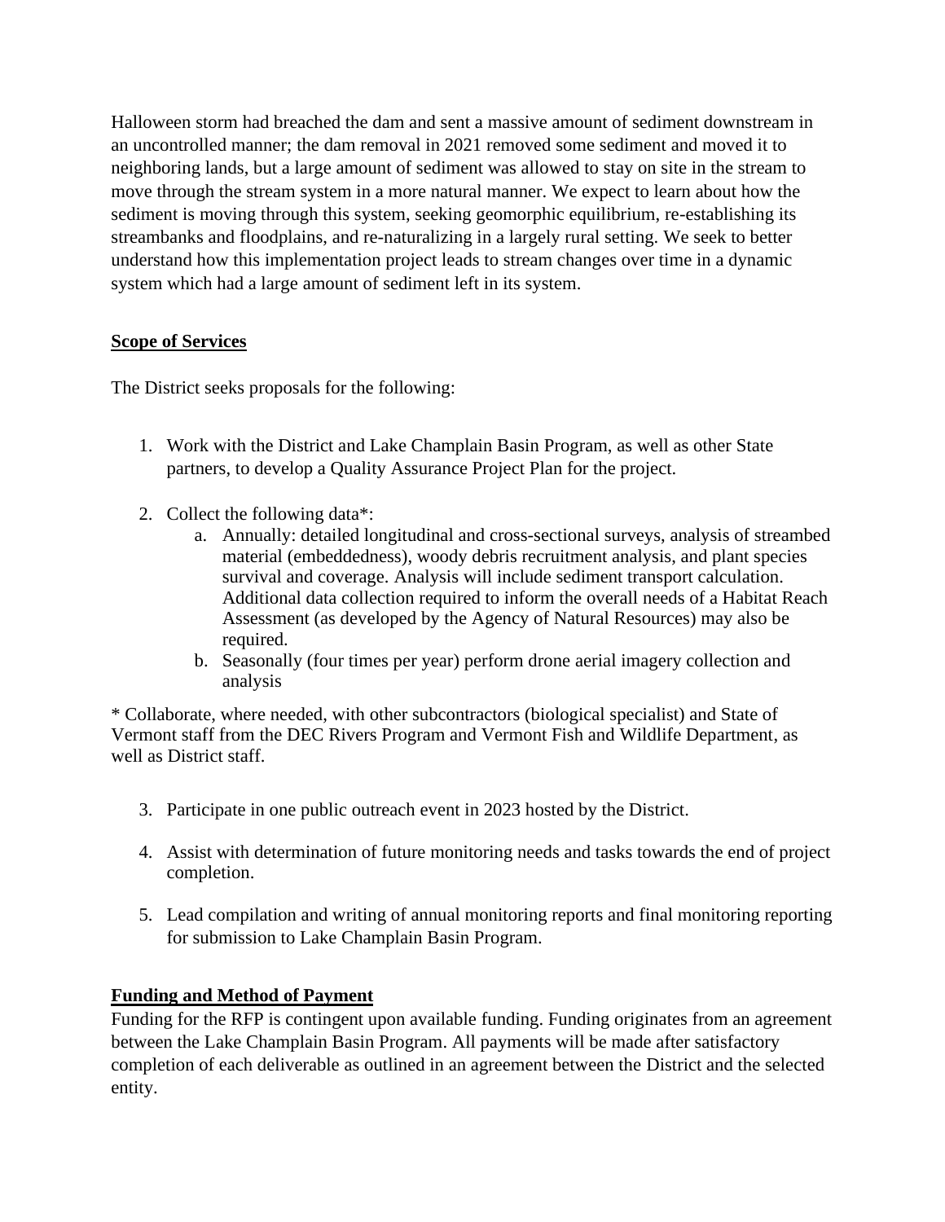Halloween storm had breached the dam and sent a massive amount of sediment downstream in an uncontrolled manner; the dam removal in 2021 removed some sediment and moved it to neighboring lands, but a large amount of sediment was allowed to stay on site in the stream to move through the stream system in a more natural manner. We expect to learn about how the sediment is moving through this system, seeking geomorphic equilibrium, re-establishing its streambanks and floodplains, and re-naturalizing in a largely rural setting. We seek to better understand how this implementation project leads to stream changes over time in a dynamic system which had a large amount of sediment left in its system.

## **Scope of Services**

The District seeks proposals for the following:

1. Work with the District and Lake Champlain Basin Program, as well as other State partners, to develop a Quality Assurance Project Plan for the project.

2. Collect the following data*:
   a. Annually: detailed longitudinal and cross-sectional surveys, analysis of streambed material (embeddedness), woody debris recruitment analysis, and plant species survival and coverage. Analysis will include sediment transport calculation. Additional data collection required to inform the overall needs of a Habitat Reach Assessment (as developed by the Agency of Natural Resources) may also be required.
   b. Seasonally (four times per year) perform drone aerial imagery collection and analysis

* Collaborate, where needed, with other subcontractors (biological specialist) and State of Vermont staff from the DEC Rivers Program and Vermont Fish and Wildlife Department, as well as District staff.

3. Participate in one public outreach event in 2023 hosted by the District.

4. Assist with determination of future monitoring needs and tasks towards the end of project completion.

5. Lead compilation and writing of annual monitoring reports and final monitoring reporting for submission to Lake Champlain Basin Program.

## **Funding and Method of Payment**

Funding for the RFP is contingent upon available funding. Funding originates from an agreement between the Lake Champlain Basin Program. All payments will be made after satisfactory completion of each deliverable as outlined in an agreement between the District and the selected entity.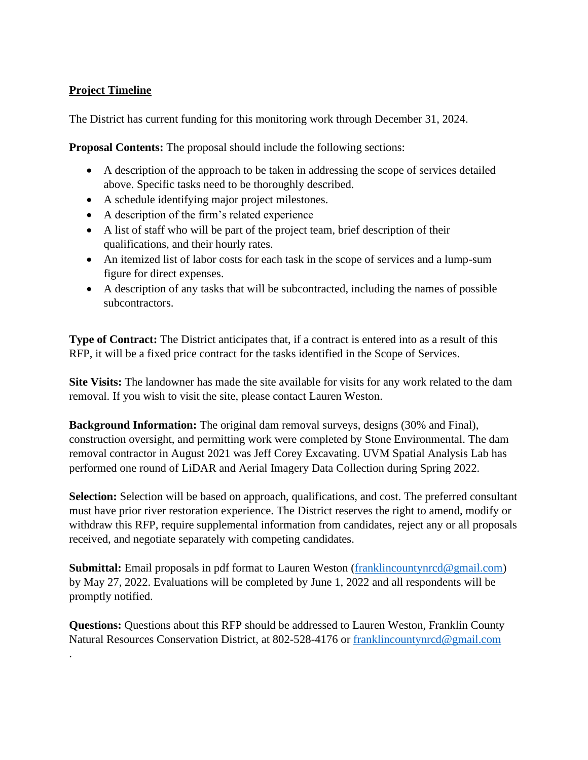**Project Timeline**

The District has current funding for this monitoring work through December 31, 2024.

**Proposal Contents:** The proposal should include the following sections:

- A description of the approach to be taken in addressing the scope of services detailed above. Specific tasks need to be thoroughly described.
- A schedule identifying major project milestones.
- A description of the firm's related experience
- A list of staff who will be part of the project team, brief description of their qualifications, and their hourly rates.
- An itemized list of labor costs for each task in the scope of services and a lump-sum figure for direct expenses.
- A description of any tasks that will be subcontracted, including the names of possible subcontractors.

**Type of Contract:** The District anticipates that, if a contract is entered into as a result of this RFP, it will be a fixed price contract for the tasks identified in the Scope of Services.

**Site Visits:** The landowner has made the site available for visits for any work related to the dam removal. If you wish to visit the site, please contact Lauren Weston.

**Background Information:** The original dam removal surveys, designs (30% and Final), construction oversight, and permitting work were completed by Stone Environmental. The dam removal contractor in August 2021 was Jeff Corey Excavating. UVM Spatial Analysis Lab has performed one round of LiDAR and Aerial Imagery Data Collection during Spring 2022.

**Selection:** Selection will be based on approach, qualifications, and cost. The preferred consultant must have prior river restoration experience. The District reserves the right to amend, modify or withdraw this RFP, require supplemental information from candidates, reject any or all proposals received, and negotiate separately with competing candidates.

**Submittal:** Email proposals in pdf format to Lauren Weston (franklincountynrcd@gmail.com) by May 27, 2022. Evaluations will be completed by June 1, 2022 and all respondents will be promptly notified.

**Questions:** Questions about this RFP should be addressed to Lauren Weston, Franklin County Natural Resources Conservation District, at 802-528-4176 or franklincountynrcd@gmail.com
.